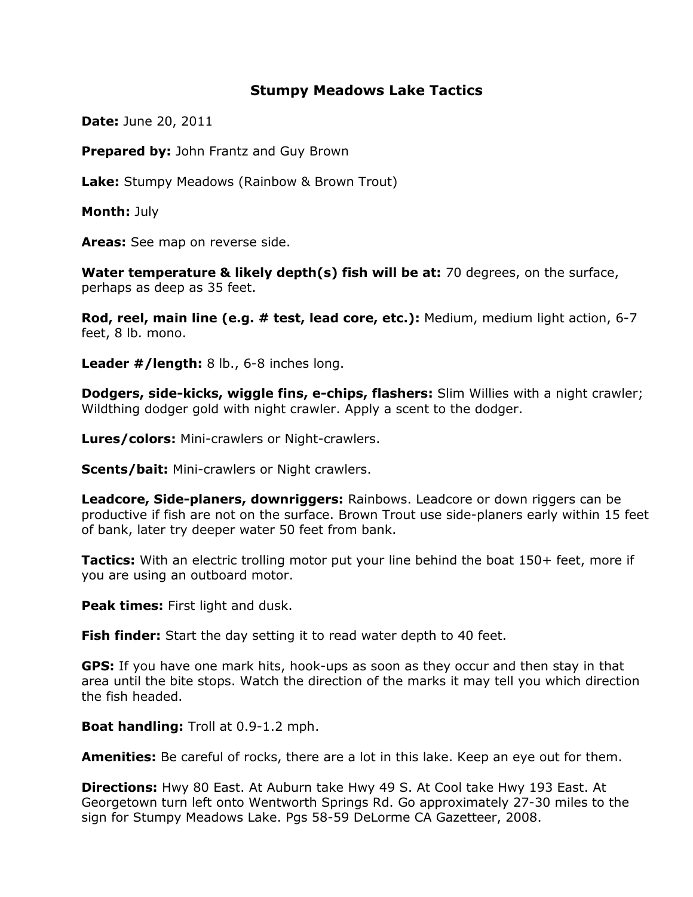# Stumpy Meadows Lake Tactics

**Date:** June 20, 2011

**Prepared by:** John Frantz and Guy Brown

**Lake:** Stumpy Meadows (Rainbow & Brown Trout)

**Month:** July

**Areas:** See map on reverse side.

**Water temperature & likely depth(s) fish will be at:** 70 degrees, on the surface, perhaps as deep as 35 feet.

**Rod, reel, main line (e.g. # test, lead core, etc.):** Medium, medium light action, 6-7 feet, 8 lb. mono.

**Leader #/length:** 8 lb., 6-8 inches long.

**Dodgers, side-kicks, wiggle fins, e-chips, flashers:** Slim Willies with a night crawler; Wildthing dodger gold with night crawler. Apply a scent to the dodger.

**Lures/colors:** Mini-crawlers or Night-crawlers.

**Scents/bait:** Mini-crawlers or Night crawlers.

**Leadcore, Side-planers, downriggers:** Rainbows. Leadcore or down riggers can be productive if fish are not on the surface. Brown Trout use side-planers early within 15 feet of bank, later try deeper water 50 feet from bank.

**Tactics:** With an electric trolling motor put your line behind the boat 150+ feet, more if you are using an outboard motor.

**Peak times:** First light and dusk.

**Fish finder:** Start the day setting it to read water depth to 40 feet.

**GPS:** If you have one mark hits, hook-ups as soon as they occur and then stay in that area until the bite stops. Watch the direction of the marks it may tell you which direction the fish headed.

**Boat handling:** Troll at 0.9-1.2 mph.

**Amenities:** Be careful of rocks, there are a lot in this lake. Keep an eye out for them.

**Directions:** Hwy 80 East. At Auburn take Hwy 49 S. At Cool take Hwy 193 East. At Georgetown turn left onto Wentworth Springs Rd. Go approximately 27-30 miles to the sign for Stumpy Meadows Lake. Pgs 58-59 DeLorme CA Gazetteer, 2008.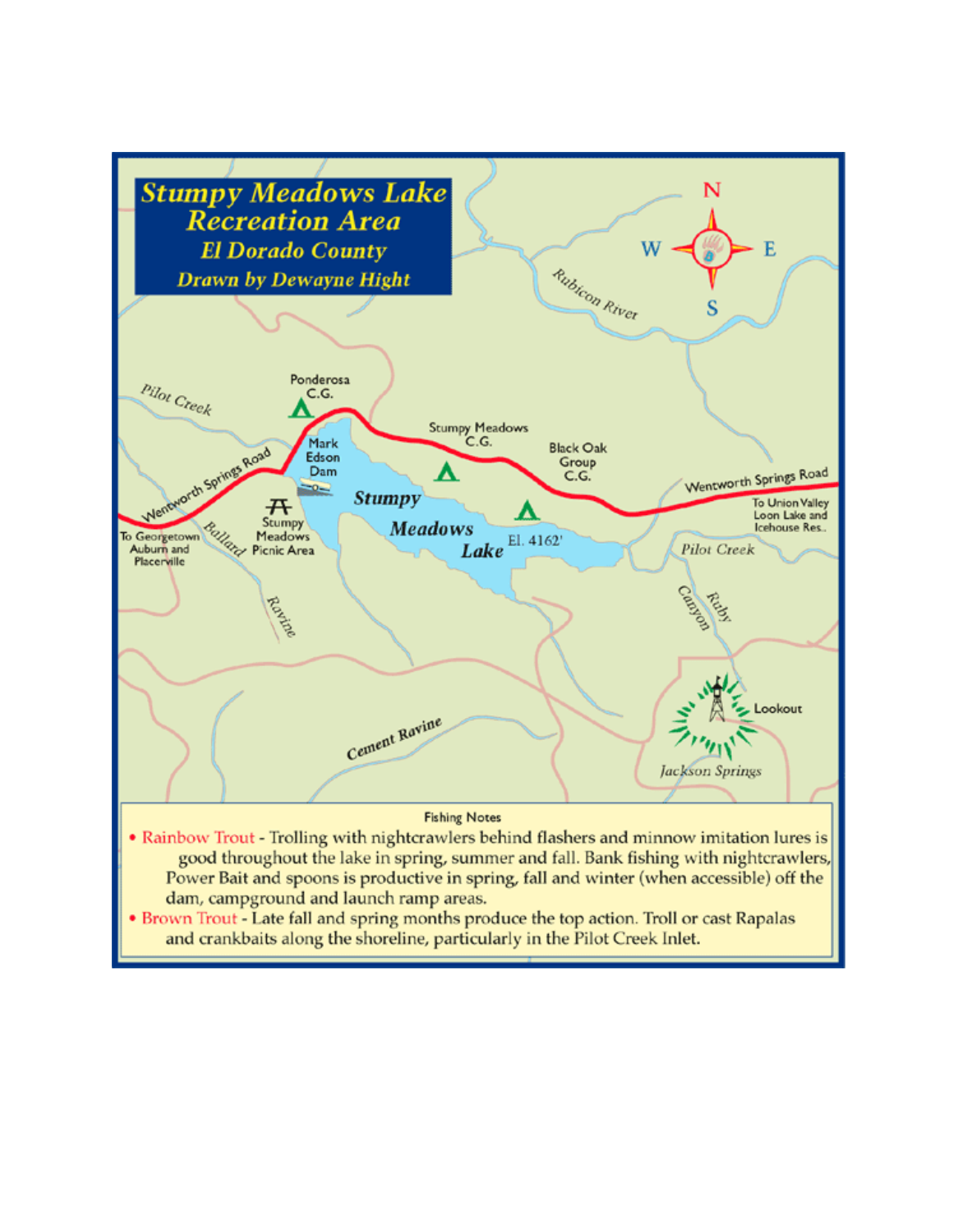# Stumpy Meadows Lake Recreation Area

## El Dorado County

**Drawn by Dewayne Hight**

N
W
E
S

Rubicon River

Pilot Creek

Ponderosa C.G.

Mark Edson Dam

Stumpy Meadows C.G.

Black Oak Group C.G.

Wentworth Springs Road

Wentworth Springs Road

To Union Valley Loon Lake and Icehouse Res..

Stumpy Meadows Picnic Area

To Georgetown Auburn and Placerville

Ballard Ravine

Stumpy Meadows Lake

El. 4162'

Pilot Creek

Ruby Canyon

Lookout

Jackson Springs

Cement Ravine

### Fishing Notes

- Rainbow Trout - Trolling with nightcrawlers behind flashers and minnow imitation lures is good throughout the lake in spring, summer and fall. Bank fishing with nightcrawlers, Power Bait and spoons is productive in spring, fall and winter (when accessible) off the dam, campground and launch ramp areas.
- Brown Trout - Late fall and spring months produce the top action. Troll or cast Rapalas and crankbaits along the shoreline, particularly in the Pilot Creek Inlet.